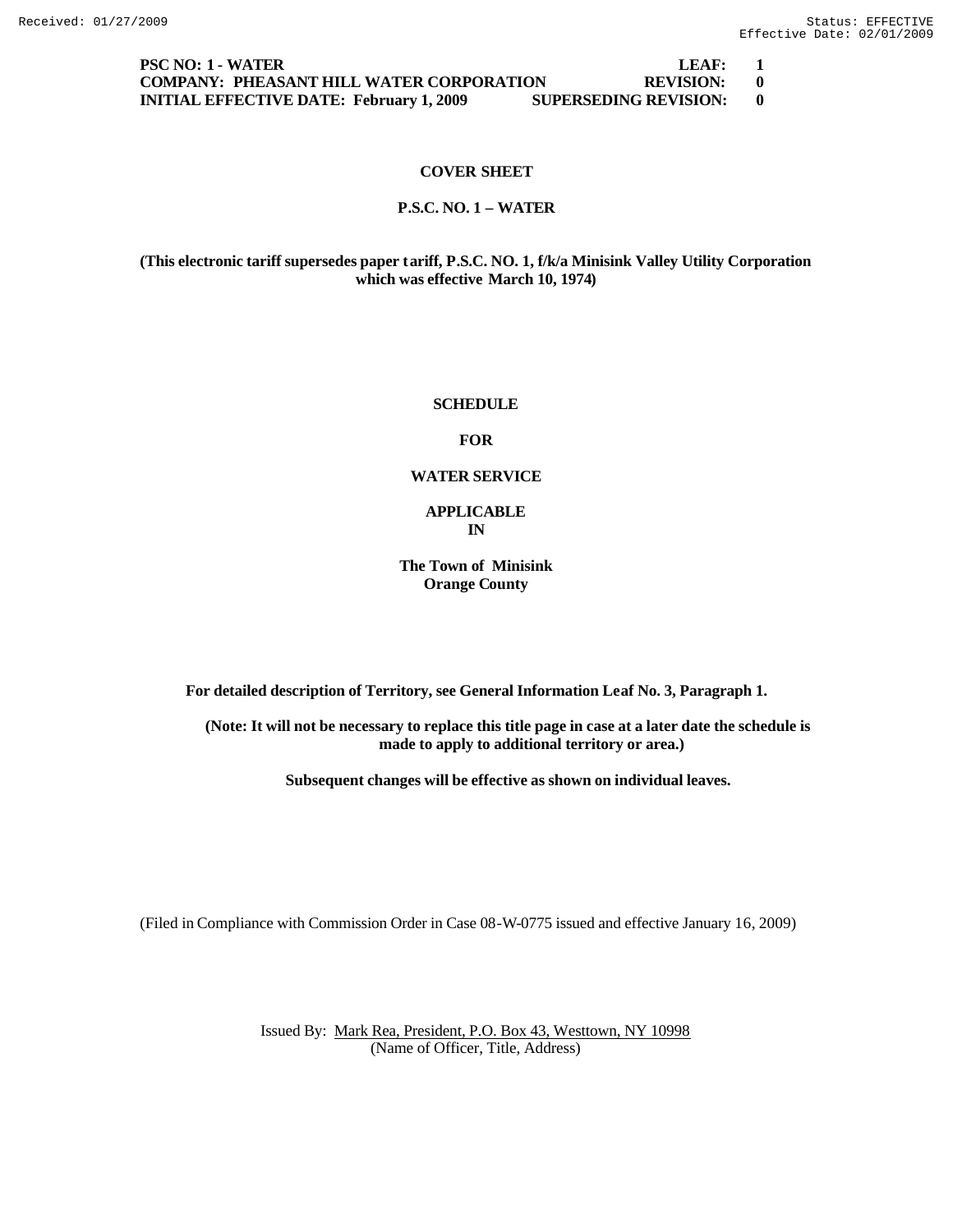PSC NO: 1 - WATER LEAF: 1
COMPANY: PHEASANT HILL WATER CORPORATION REVISION: 0
INITIAL EFFECTIVE DATE: February 1, 2009 SUPERSEDING REVISION: 0

# COVER SHEET

## P.S.C. NO. 1 – WATER

**(This electronic tariff supersedes paper tariff, P.S.C. NO. 1, f/k/a Minisink Valley Utility Corporation which was effective March 10, 1974)**

**SCHEDULE**

**FOR**

**WATER SERVICE**

**APPLICABLE**
**IN**

**The Town of Minisink**
**Orange County**

**For detailed description of Territory, see General Information Leaf No. 3, Paragraph 1.**

**(Note: It will not be necessary to replace this title page in case at a later date the schedule is made to apply to additional territory or area.)**

**Subsequent changes will be effective as shown on individual leaves.**

(Filed in Compliance with Commission Order in Case 08-W-0775 issued and effective January 16, 2009)

Issued By: Mark Rea, President, P.O. Box 43, Westtown, NY 10998
(Name of Officer, Title, Address)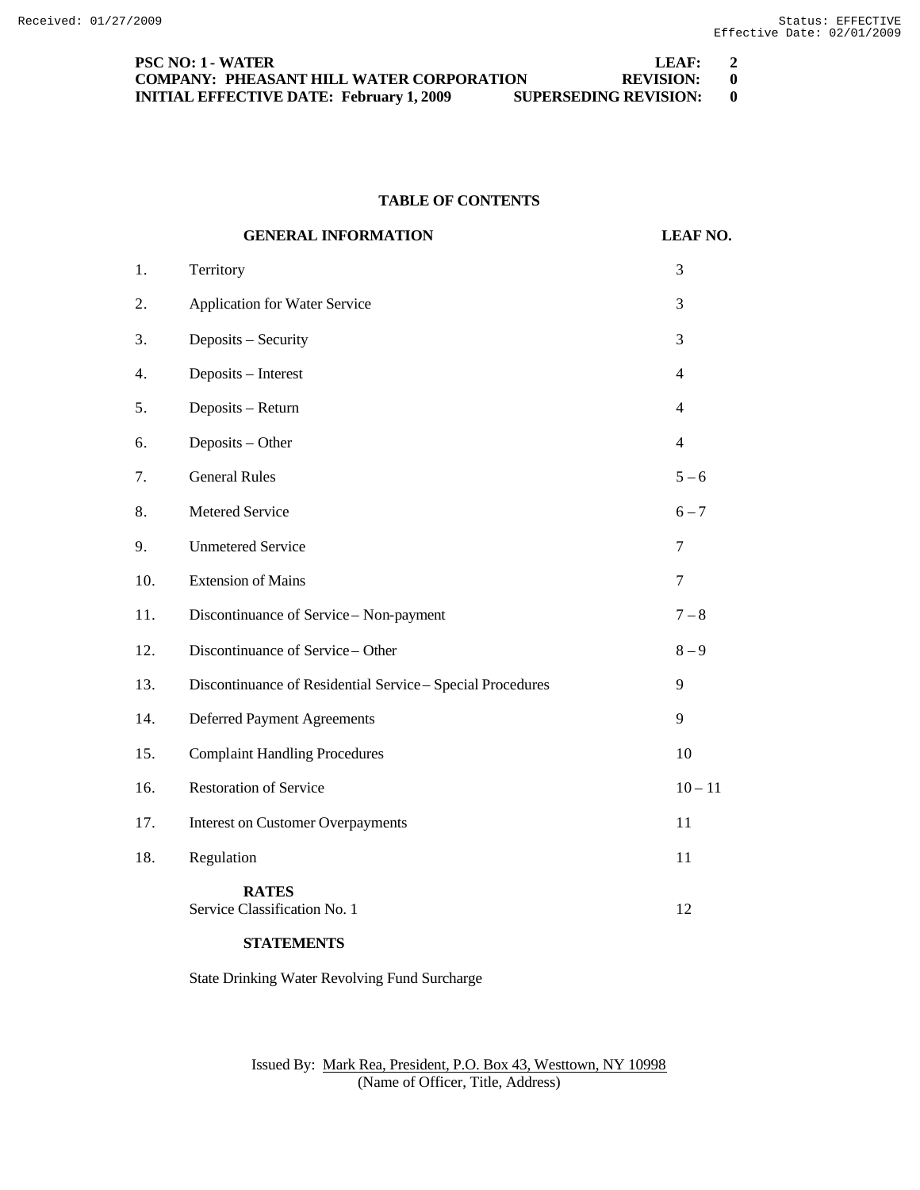**PSC NO: 1 - WATER** **LEAF: 2**
**COMPANY: PHEASANT HILL WATER CORPORATION** **REVISION: 0**
**INITIAL EFFECTIVE DATE: February 1, 2009** **SUPERSEDING REVISION: 0**

## TABLE OF CONTENTS

| | **GENERAL INFORMATION** | **LEAF NO.** |
|---|---|---|
| 1. | Territory | 3 |
| 2. | Application for Water Service | 3 |
| 3. | Deposits – Security | 3 |
| 4. | Deposits – Interest | 4 |
| 5. | Deposits – Return | 4 |
| 6. | Deposits – Other | 4 |
| 7. | General Rules | 5 – 6 |
| 8. | Metered Service | 6 – 7 |
| 9. | Unmetered Service | 7 |
| 10. | Extension of Mains | 7 |
| 11. | Discontinuance of Service – Non-payment | 7 – 8 |
| 12. | Discontinuance of Service – Other | 8 – 9 |
| 13. | Discontinuance of Residential Service – Special Procedures | 9 |
| 14. | Deferred Payment Agreements | 9 |
| 15. | Complaint Handling Procedures | 10 |
| 16. | Restoration of Service | 10 – 11 |
| 17. | Interest on Customer Overpayments | 11 |
| 18. | Regulation | 11 |
| | **RATES** | |
| | Service Classification No. 1 | 12 |
| | **STATEMENTS** | |
| | State Drinking Water Revolving Fund Surcharge | |

Issued By: Mark Rea, President, P.O. Box 43, Westtown, NY 10998
(Name of Officer, Title, Address)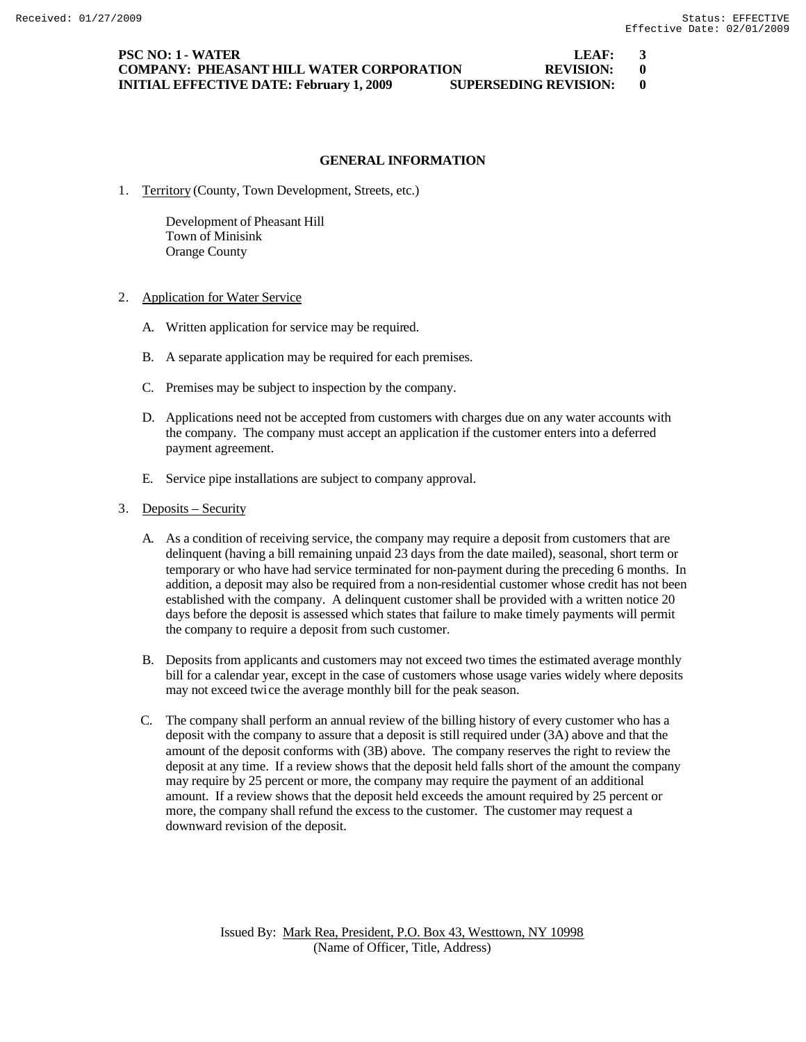## GENERAL INFORMATION

1. Territory (County, Town Development, Streets, etc.)

   Development of Pheasant Hill
   Town of Minisink
   Orange County

2. Application for Water Service

   A. Written application for service may be required.

   B. A separate application may be required for each premises.

   C. Premises may be subject to inspection by the company.

   D. Applications need not be accepted from customers with charges due on any water accounts with the company. The company must accept an application if the customer enters into a deferred payment agreement.

   E. Service pipe installations are subject to company approval.

3. Deposits – Security

   A. As a condition of receiving service, the company may require a deposit from customers that are delinquent (having a bill remaining unpaid 23 days from the date mailed), seasonal, short term or temporary or who have had service terminated for non-payment during the preceding 6 months. In addition, a deposit may also be required from a non-residential customer whose credit has not been established with the company. A delinquent customer shall be provided with a written notice 20 days before the deposit is assessed which states that failure to make timely payments will permit the company to require a deposit from such customer.

   B. Deposits from applicants and customers may not exceed two times the estimated average monthly bill for a calendar year, except in the case of customers whose usage varies widely where deposits may not exceed twice the average monthly bill for the peak season.

   C. The company shall perform an annual review of the billing history of every customer who has a deposit with the company to assure that a deposit is still required under (3A) above and that the amount of the deposit conforms with (3B) above. The company reserves the right to review the deposit at any time. If a review shows that the deposit held falls short of the amount the company may require by 25 percent or more, the company may require the payment of an additional amount. If a review shows that the deposit held exceeds the amount required by 25 percent or more, the company shall refund the excess to the customer. The customer may request a downward revision of the deposit.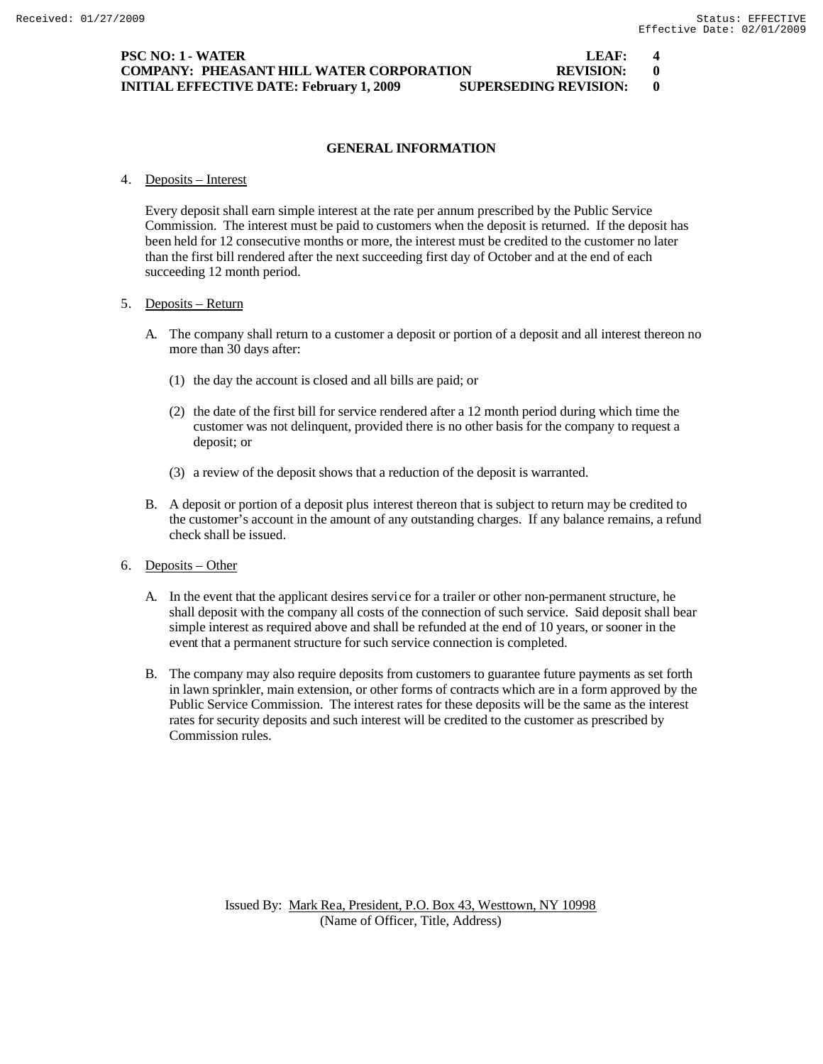**PSC NO: 1 - WATER LEAF: 4**
**COMPANY: PHEASANT HILL WATER CORPORATION REVISION: 0**
**INITIAL EFFECTIVE DATE: February 1, 2009 SUPERSEDING REVISION: 0**

## GENERAL INFORMATION

4. Deposits – Interest

   Every deposit shall earn simple interest at the rate per annum prescribed by the Public Service Commission. The interest must be paid to customers when the deposit is returned. If the deposit has been held for 12 consecutive months or more, the interest must be credited to the customer no later than the first bill rendered after the next succeeding first day of October and at the end of each succeeding 12 month period.

5. Deposits – Return

   A. The company shall return to a customer a deposit or portion of a deposit and all interest thereon no more than 30 days after:

      (1) the day the account is closed and all bills are paid; or

      (2) the date of the first bill for service rendered after a 12 month period during which time the customer was not delinquent, provided there is no other basis for the company to request a deposit; or

      (3) a review of the deposit shows that a reduction of the deposit is warranted.

   B. A deposit or portion of a deposit plus interest thereon that is subject to return may be credited to the customer's account in the amount of any outstanding charges. If any balance remains, a refund check shall be issued.

6. Deposits – Other

   A. In the event that the applicant desires service for a trailer or other non-permanent structure, he shall deposit with the company all costs of the connection of such service. Said deposit shall bear simple interest as required above and shall be refunded at the end of 10 years, or sooner in the event that a permanent structure for such service connection is completed.

   B. The company may also require deposits from customers to guarantee future payments as set forth in lawn sprinkler, main extension, or other forms of contracts which are in a form approved by the Public Service Commission. The interest rates for these deposits will be the same as the interest rates for security deposits and such interest will be credited to the customer as prescribed by Commission rules.

Issued By: Mark Rea, President, P.O. Box 43, Westtown, NY 10998
(Name of Officer, Title, Address)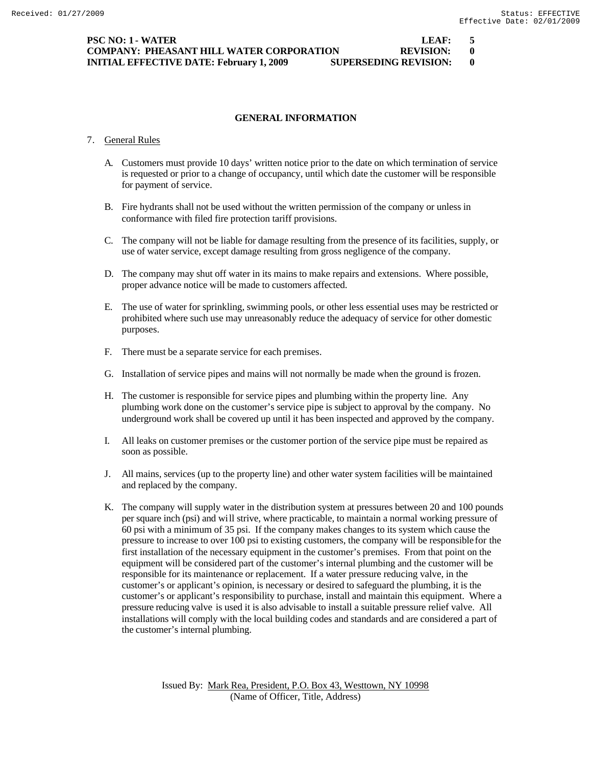## GENERAL INFORMATION

7. General Rules

   A. Customers must provide 10 days' written notice prior to the date on which termination of service is requested or prior to a change of occupancy, until which date the customer will be responsible for payment of service.

   B. Fire hydrants shall not be used without the written permission of the company or unless in conformance with filed fire protection tariff provisions.

   C. The company will not be liable for damage resulting from the presence of its facilities, supply, or use of water service, except damage resulting from gross negligence of the company.

   D. The company may shut off water in its mains to make repairs and extensions. Where possible, proper advance notice will be made to customers affected.

   E. The use of water for sprinkling, swimming pools, or other less essential uses may be restricted or prohibited where such use may unreasonably reduce the adequacy of service for other domestic purposes.

   F. There must be a separate service for each premises.

   G. Installation of service pipes and mains will not normally be made when the ground is frozen.

   H. The customer is responsible for service pipes and plumbing within the property line. Any plumbing work done on the customer's service pipe is subject to approval by the company. No underground work shall be covered up until it has been inspected and approved by the company.

   I. All leaks on customer premises or the customer portion of the service pipe must be repaired as soon as possible.

   J. All mains, services (up to the property line) and other water system facilities will be maintained and replaced by the company.

   K. The company will supply water in the distribution system at pressures between 20 and 100 pounds per square inch (psi) and will strive, where practicable, to maintain a normal working pressure of 60 psi with a minimum of 35 psi. If the company makes changes to its system which cause the pressure to increase to over 100 psi to existing customers, the company will be responsible for the first installation of the necessary equipment in the customer's premises. From that point on the equipment will be considered part of the customer's internal plumbing and the customer will be responsible for its maintenance or replacement. If a water pressure reducing valve, in the customer's or applicant's opinion, is necessary or desired to safeguard the plumbing, it is the customer's or applicant's responsibility to purchase, install and maintain this equipment. Where a pressure reducing valve is used it is also advisable to install a suitable pressure relief valve. All installations will comply with the local building codes and standards and are considered a part of the customer's internal plumbing.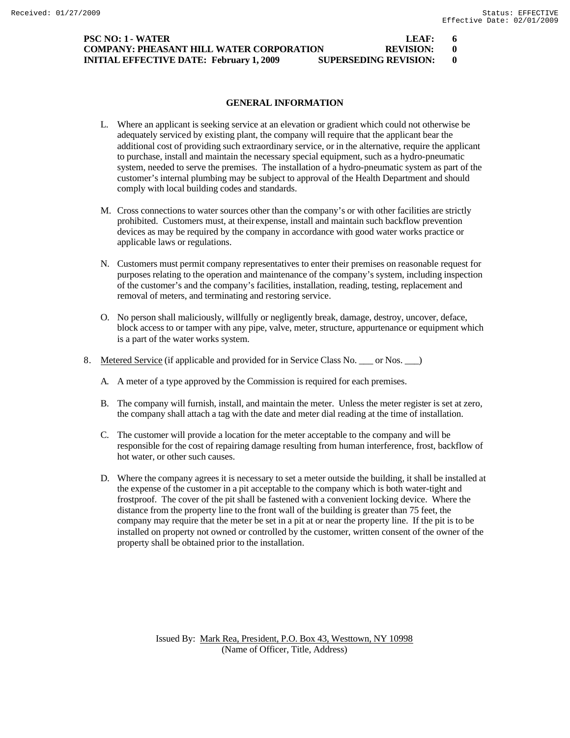PSC NO: 1 - WATER LEAF: 6
COMPANY: PHEASANT HILL WATER CORPORATION REVISION: 0
INITIAL EFFECTIVE DATE: February 1, 2009 SUPERSEDING REVISION: 0

## GENERAL INFORMATION

L. Where an applicant is seeking service at an elevation or gradient which could not otherwise be adequately serviced by existing plant, the company will require that the applicant bear the additional cost of providing such extraordinary service, or in the alternative, require the applicant to purchase, install and maintain the necessary special equipment, such as a hydro-pneumatic system, needed to serve the premises. The installation of a hydro-pneumatic system as part of the customer's internal plumbing may be subject to approval of the Health Department and should comply with local building codes and standards.

M. Cross connections to water sources other than the company's or with other facilities are strictly prohibited. Customers must, at their expense, install and maintain such backflow prevention devices as may be required by the company in accordance with good water works practice or applicable laws or regulations.

N. Customers must permit company representatives to enter their premises on reasonable request for purposes relating to the operation and maintenance of the company's system, including inspection of the customer's and the company's facilities, installation, reading, testing, replacement and removal of meters, and terminating and restoring service.

O. No person shall maliciously, willfully or negligently break, damage, destroy, uncover, deface, block access to or tamper with any pipe, valve, meter, structure, appurtenance or equipment which is a part of the water works system.

8. Metered Service (if applicable and provided for in Service Class No. ___ or Nos. ___)

A. A meter of a type approved by the Commission is required for each premises.

B. The company will furnish, install, and maintain the meter. Unless the meter register is set at zero, the company shall attach a tag with the date and meter dial reading at the time of installation.

C. The customer will provide a location for the meter acceptable to the company and will be responsible for the cost of repairing damage resulting from human interference, frost, backflow of hot water, or other such causes.

D. Where the company agrees it is necessary to set a meter outside the building, it shall be installed at the expense of the customer in a pit acceptable to the company which is both water-tight and frostproof. The cover of the pit shall be fastened with a convenient locking device. Where the distance from the property line to the front wall of the building is greater than 75 feet, the company may require that the meter be set in a pit at or near the property line. If the pit is to be installed on property not owned or controlled by the customer, written consent of the owner of the property shall be obtained prior to the installation.

Issued By: Mark Rea, President, P.O. Box 43, Westtown, NY 10998
(Name of Officer, Title, Address)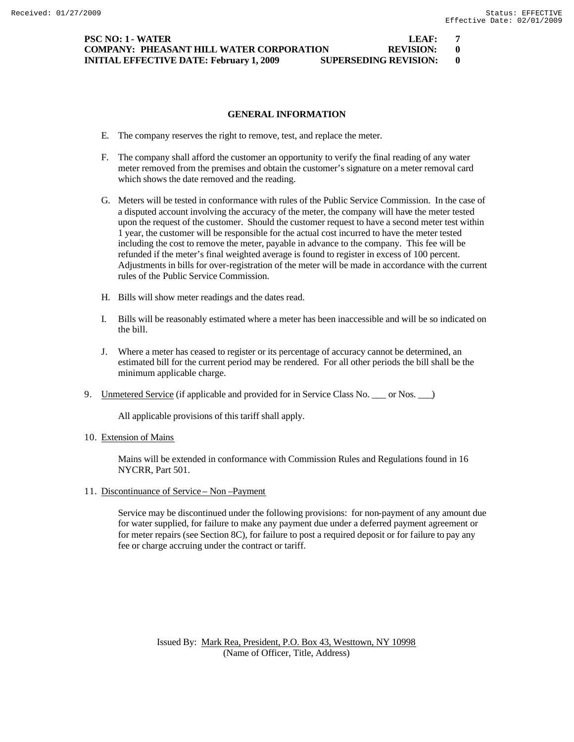PSC NO: 1 - WATER LEAF: 7
COMPANY: PHEASANT HILL WATER CORPORATION REVISION: 0
INITIAL EFFECTIVE DATE: February 1, 2009 SUPERSEDING REVISION: 0

## GENERAL INFORMATION

E. The company reserves the right to remove, test, and replace the meter.

F. The company shall afford the customer an opportunity to verify the final reading of any water meter removed from the premises and obtain the customer's signature on a meter removal card which shows the date removed and the reading.

G. Meters will be tested in conformance with rules of the Public Service Commission. In the case of a disputed account involving the accuracy of the meter, the company will have the meter tested upon the request of the customer. Should the customer request to have a second meter test within 1 year, the customer will be responsible for the actual cost incurred to have the meter tested including the cost to remove the meter, payable in advance to the company. This fee will be refunded if the meter's final weighted average is found to register in excess of 100 percent. Adjustments in bills for over-registration of the meter will be made in accordance with the current rules of the Public Service Commission.

H. Bills will show meter readings and the dates read.

I. Bills will be reasonably estimated where a meter has been inaccessible and will be so indicated on the bill.

J. Where a meter has ceased to register or its percentage of accuracy cannot be determined, an estimated bill for the current period may be rendered. For all other periods the bill shall be the minimum applicable charge.

9. Unmetered Service (if applicable and provided for in Service Class No. ___ or Nos. ___)

   All applicable provisions of this tariff shall apply.

10. Extension of Mains

   Mains will be extended in conformance with Commission Rules and Regulations found in 16 NYCRR, Part 501.

11. Discontinuance of Service – Non –Payment

   Service may be discontinued under the following provisions: for non-payment of any amount due for water supplied, for failure to make any payment due under a deferred payment agreement or for meter repairs (see Section 8C), for failure to post a required deposit or for failure to pay any fee or charge accruing under the contract or tariff.

Issued By: Mark Rea, President, P.O. Box 43, Westtown, NY 10998
(Name of Officer, Title, Address)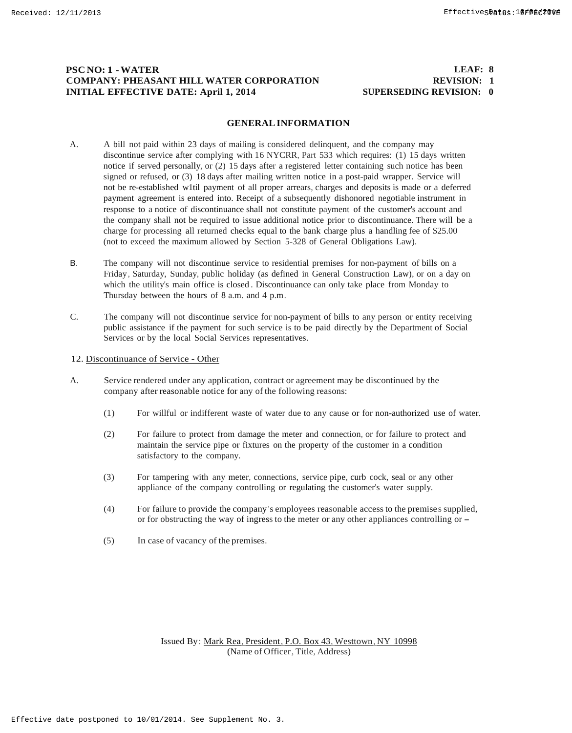**PSC NO: 1 - WATER** **LEAF: 8**
**COMPANY: PHEASANT HILL WATER CORPORATION** **REVISION: 1**
**INITIAL EFFECTIVE DATE: April 1, 2014** **SUPERSEDING REVISION: 0**

## GENERAL INFORMATION

A. A bill not paid within 23 days of mailing is considered delinquent, and the company may discontinue service after complying with 16 NYCRR, Part 533 which requires: (1) 15 days written notice if served personally, or (2) 15 days after a registered letter containing such notice has been signed or refused, or (3) 18 days after mailing written notice in a post-paid wrapper. Service will not be re-established w1til payment of all proper arrears, charges and deposits is made or a deferred payment agreement is entered into. Receipt of a subsequently dishonored negotiable instrument in response to a notice of discontinuance shall not constitute payment of the customer's account and the company shall not be required to issue additional notice prior to discontinuance. There will be a charge for processing all returned checks equal to the bank charge plus a handling fee of $25.00 (not to exceed the maximum allowed by Section 5-328 of General Obligations Law).

B. The company will not discontinue service to residential premises for non-payment of bills on a Friday, Saturday, Sunday, public holiday (as defined in General Construction Law), or on a day on which the utility's main office is closed. Discontinuance can only take place from Monday to Thursday between the hours of 8 a.m. and 4 p.m.

C. The company will not discontinue service for non-payment of bills to any person or entity receiving public assistance if the payment for such service is to be paid directly by the Department of Social Services or by the local Social Services representatives.

12. Discontinuance of Service - Other

A. Service rendered under any application, contract or agreement may be discontinued by the company after reasonable notice for any of the following reasons:

(1) For willful or indifferent waste of water due to any cause or for non-authorized use of water.

(2) For failure to protect from damage the meter and connection, or for failure to protect and maintain the service pipe or fixtures on the property of the customer in a condition satisfactory to the company.

(3) For tampering with any meter, connections, service pipe, curb cock, seal or any other appliance of the company controlling or regulating the customer's water supply.

(4) For failure to provide the company's employees reasonable access to the premises supplied, or for obstructing the way of ingress to the meter or any other appliances controlling or –

(5) In case of vacancy of the premises.

Issued By: Mark Rea, President, P.O. Box 43, Westtown, NY 10998
(Name of Officer, Title, Address)

Effective date postponed to 10/01/2014. See Supplement No. 3.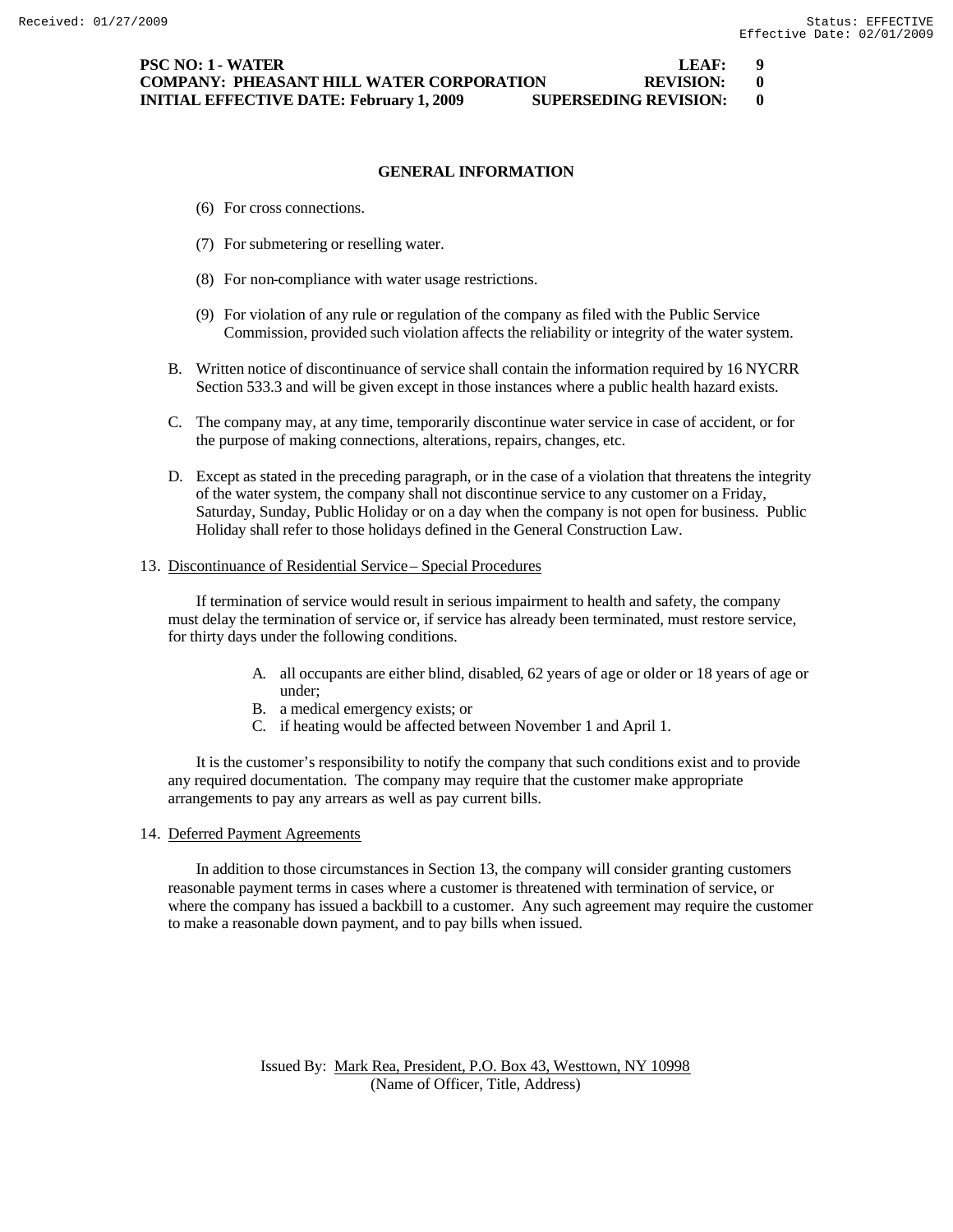## GENERAL INFORMATION

(6) For cross connections.

(7) For submetering or reselling water.

(8) For non-compliance with water usage restrictions.

(9) For violation of any rule or regulation of the company as filed with the Public Service Commission, provided such violation affects the reliability or integrity of the water system.

B. Written notice of discontinuance of service shall contain the information required by 16 NYCRR Section 533.3 and will be given except in those instances where a public health hazard exists.

C. The company may, at any time, temporarily discontinue water service in case of accident, or for the purpose of making connections, alterations, repairs, changes, etc.

D. Except as stated in the preceding paragraph, or in the case of a violation that threatens the integrity of the water system, the company shall not discontinue service to any customer on a Friday, Saturday, Sunday, Public Holiday or on a day when the company is not open for business. Public Holiday shall refer to those holidays defined in the General Construction Law.

13. Discontinuance of Residential Service – Special Procedures

If termination of service would result in serious impairment to health and safety, the company must delay the termination of service or, if service has already been terminated, must restore service, for thirty days under the following conditions.

A. all occupants are either blind, disabled, 62 years of age or older or 18 years of age or under;
B. a medical emergency exists; or
C. if heating would be affected between November 1 and April 1.

It is the customer's responsibility to notify the company that such conditions exist and to provide any required documentation. The company may require that the customer make appropriate arrangements to pay any arrears as well as pay current bills.

14. Deferred Payment Agreements

In addition to those circumstances in Section 13, the company will consider granting customers reasonable payment terms in cases where a customer is threatened with termination of service, or where the company has issued a backbill to a customer. Any such agreement may require the customer to make a reasonable down payment, and to pay bills when issued.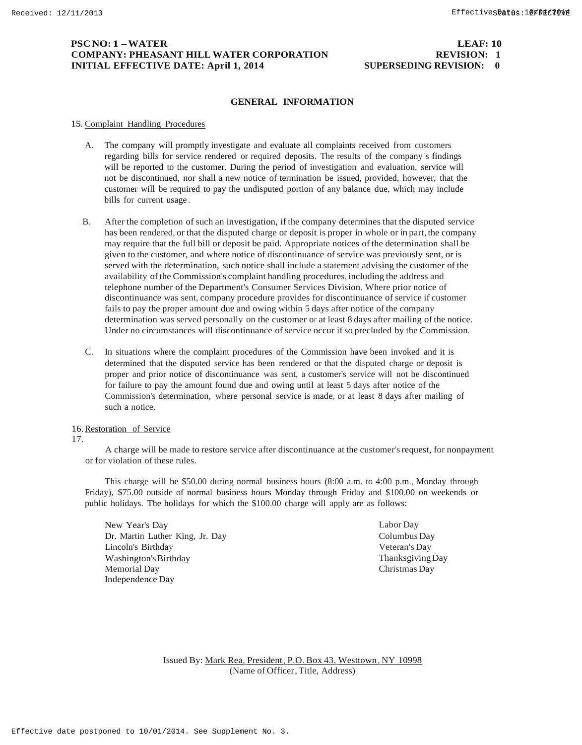**PSC NO: 1 – WATER** **LEAF: 10**
**COMPANY: PHEASANT HILL WATER CORPORATION** **REVISION: 1**
**INITIAL EFFECTIVE DATE: April 1, 2014** **SUPERSEDING REVISION: 0**

## GENERAL INFORMATION

15. Complaint Handling Procedures

A. The company will promptly investigate and evaluate all complaints received from customers regarding bills for service rendered or required deposits. The results of the company's findings will be reported to the customer. During the period of investigation and evaluation, service will not be discontinued, nor shall a new notice of termination be issued, provided, however, that the customer will be required to pay the undisputed portion of any balance due, which may include bills for current usage.

B. After the completion of such an investigation, if the company determines that the disputed service has been rendered, or that the disputed charge or deposit is proper in whole or in part, the company may require that the full bill or deposit be paid. Appropriate notices of the determination shall be given to the customer, and where notice of discontinuance of service was previously sent, or is served with the determination, such notice shall include a statement advising the customer of the availability of the Commission's complaint handling procedures, including the address and telephone number of the Department's Consumer Services Division. Where prior notice of discontinuance was sent, company procedure provides for discontinuance of service if customer fails to pay the proper amount due and owing within 5 days after notice of the company determination was served personally on the customer or at least 8 days after mailing of the notice. Under no circumstances will discontinuance of service occur if so precluded by the Commission.

C. In situations where the complaint procedures of the Commission have been invoked and it is determined that the disputed service has been rendered or that the disputed charge or deposit is proper and prior notice of discontinuance was sent, a customer's service will not be discontinued for failure to pay the amount found due and owing until at least 5 days after notice of the Commission's determination, where personal service is made, or at least 8 days after mailing of such a notice.

16. Restoration of Service

17.

A charge will be made to restore service after discontinuance at the customer's request, for nonpayment or for violation of these rules.

This charge will be $50.00 during normal business hours (8:00 a.m. to 4:00 p.m., Monday through Friday), $75.00 outside of normal business hours Monday through Friday and $100.00 on weekends or public holidays. The holidays for which the $100.00 charge will apply are as follows:

New Year's Day
Dr. Martin Luther King, Jr. Day
Lincoln's Birthday
Washington's Birthday
Memorial Day
Independence Day
Labor Day
Columbus Day
Veteran's Day
Thanksgiving Day
Christmas Day

Issued By: Mark Rea, President, P.O. Box 43, Westtown, NY 10998
(Name of Officer, Title, Address)

Effective date postponed to 10/01/2014. See Supplement No. 3.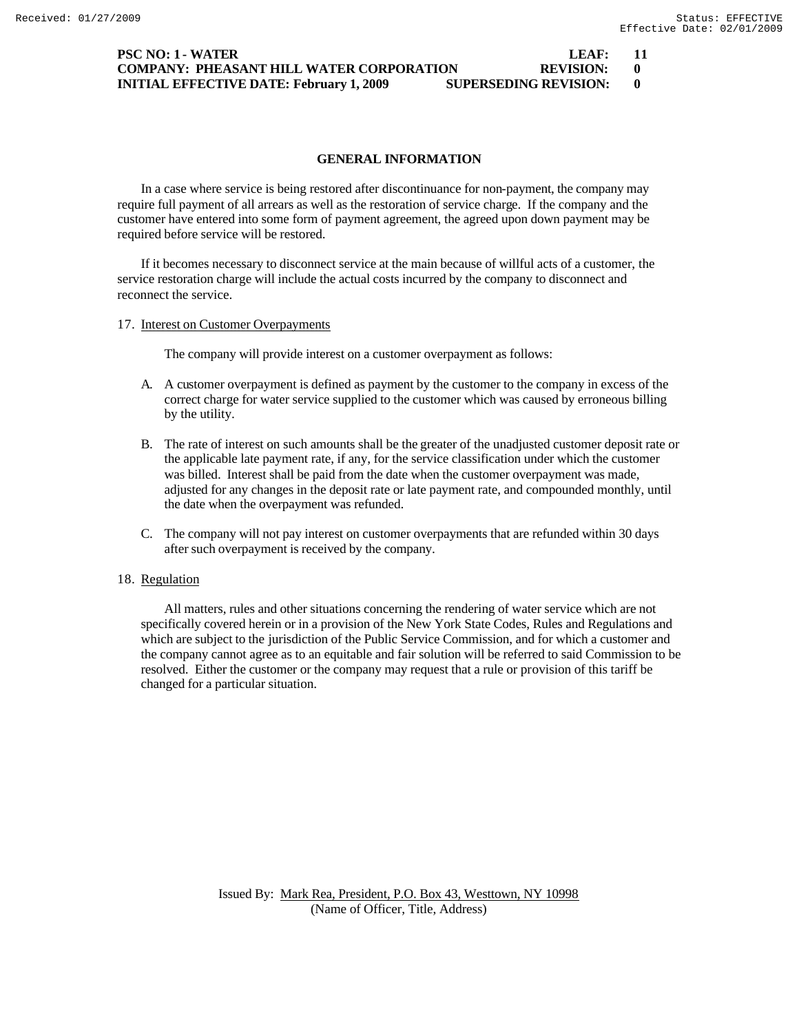## GENERAL INFORMATION

In a case where service is being restored after discontinuance for non-payment, the company may require full payment of all arrears as well as the restoration of service charge. If the company and the customer have entered into some form of payment agreement, the agreed upon down payment may be required before service will be restored.

If it becomes necessary to disconnect service at the main because of willful acts of a customer, the service restoration charge will include the actual costs incurred by the company to disconnect and reconnect the service.

17. Interest on Customer Overpayments

    The company will provide interest on a customer overpayment as follows:

    A. A customer overpayment is defined as payment by the customer to the company in excess of the correct charge for water service supplied to the customer which was caused by erroneous billing by the utility.

    B. The rate of interest on such amounts shall be the greater of the unadjusted customer deposit rate or the applicable late payment rate, if any, for the service classification under which the customer was billed. Interest shall be paid from the date when the customer overpayment was made, adjusted for any changes in the deposit rate or late payment rate, and compounded monthly, until the date when the overpayment was refunded.

    C. The company will not pay interest on customer overpayments that are refunded within 30 days after such overpayment is received by the company.

18. Regulation

    All matters, rules and other situations concerning the rendering of water service which are not specifically covered herein or in a provision of the New York State Codes, Rules and Regulations and which are subject to the jurisdiction of the Public Service Commission, and for which a customer and the company cannot agree as to an equitable and fair solution will be referred to said Commission to be resolved. Either the customer or the company may request that a rule or provision of this tariff be changed for a particular situation.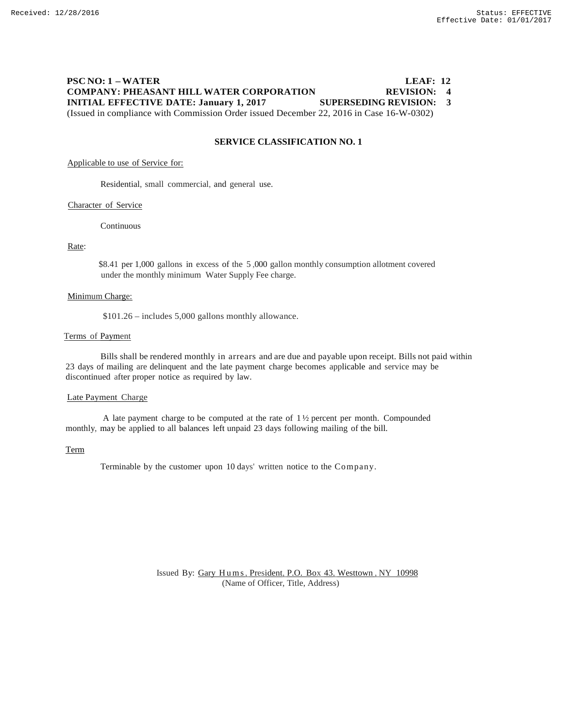**PSC NO: 1 – WATER** **LEAF: 12**
**COMPANY: PHEASANT HILL WATER CORPORATION** **REVISION: 4**
**INITIAL EFFECTIVE DATE: January 1, 2017** **SUPERSEDING REVISION: 3**
(Issued in compliance with Commission Order issued December 22, 2016 in Case 16-W-0302)

## SERVICE CLASSIFICATION NO. 1

Applicable to use of Service for:

Residential, small commercial, and general use.

Character of Service

Continuous

Rate:

$8.41 per 1,000 gallons in excess of the 5,000 gallon monthly consumption allotment covered under the monthly minimum Water Supply Fee charge.

Minimum Charge:

$101.26 – includes 5,000 gallons monthly allowance.

Terms of Payment

Bills shall be rendered monthly in arrears and are due and payable upon receipt. Bills not paid within 23 days of mailing are delinquent and the late payment charge becomes applicable and service may be discontinued after proper notice as required by law.

Late Payment Charge

A late payment charge to be computed at the rate of 1½ percent per month. Compounded monthly, may be applied to all balances left unpaid 23 days following mailing of the bill.

Term

Terminable by the customer upon 10 days' written notice to the Company.

Issued By: Gary Hums, President, P.O. Box 43, Westtown, NY 10998
(Name of Officer, Title, Address)